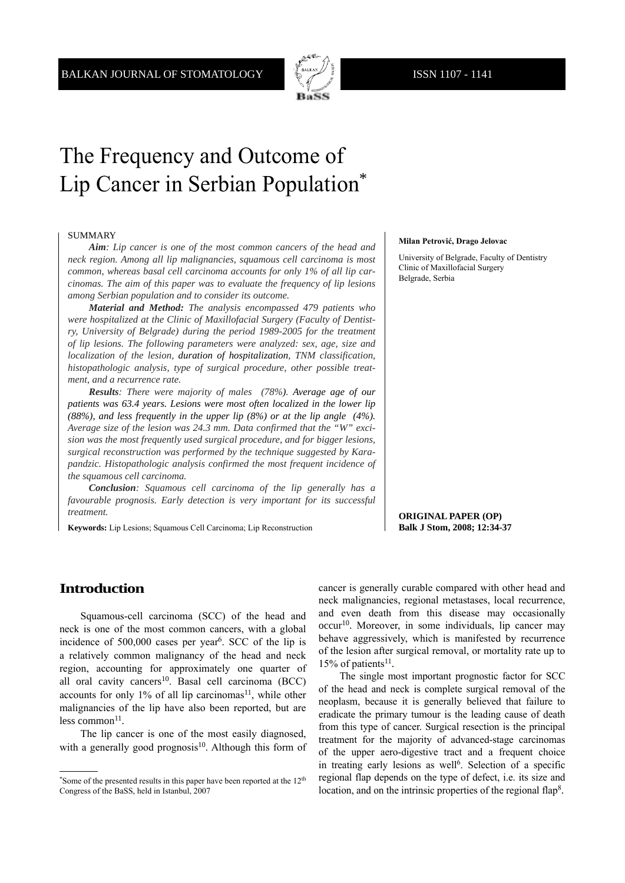# The Frequency and Outcome of Lip Cancer in Serbian Population*

**Milan Petrović, Drago Jelovac**

University of Belgrade, Faculty of Dentistry
Clinic of Maxillofacial Surgery
Belgrade, Serbia

## SUMMARY

***Aim****: Lip cancer is one of the most common cancers of the head and neck region. Among all lip malignancies, squamous cell carcinoma is most common, whereas basal cell carcinoma accounts for only 1% of all lip carcinomas. The aim of this paper was to evaluate the frequency of lip lesions among Serbian population and to consider its outcome.*

***Material and Method:*** *The analysis encompassed 479 patients who were hospitalized at the Clinic of Maxillofacial Surgery (Faculty of Dentistry, University of Belgrade) during the period 1989-2005 for the treatment of lip lesions. The following parameters were analyzed: sex, age, size and localization of the lesion, duration of hospitalization, TNM classification, histopathologic analysis, type of surgical procedure, other possible treatment, and a recurrence rate.*

***Results****: There were majority of males (78%). Average age of our patients was 63.4 years. Lesions were most often localized in the lower lip (88%), and less frequently in the upper lip (8%) or at the lip angle (4%). Average size of the lesion was 24.3 mm. Data confirmed that the "W" excision was the most frequently used surgical procedure, and for bigger lesions, surgical reconstruction was performed by the technique suggested by Karapandzic. Histopathologic analysis confirmed the most frequent incidence of the squamous cell carcinoma.*

***Conclusion****: Squamous cell carcinoma of the lip generally has a favourable prognosis. Early detection is very important for its successful treatment.*

**Keywords:** Lip Lesions; Squamous Cell Carcinoma; Lip Reconstruction

**ORIGINAL PAPER (OP)**

## Introduction

Squamous-cell carcinoma (SCC) of the head and neck is one of the most common cancers, with a global incidence of 500,000 cases per year[6]. SCC of the lip is a relatively common malignancy of the head and neck region, accounting for approximately one quarter of all oral cavity cancers[10]. Basal cell carcinoma (BCC) accounts for only 1% of all lip carcinomas[11], while other malignancies of the lip have also been reported, but are less common[11].

The lip cancer is one of the most easily diagnosed, with a generally good prognosis[10]. Although this form of cancer is generally curable compared with other head and neck malignancies, regional metastases, local recurrence, and even death from this disease may occasionally occur[10]. Moreover, in some individuals, lip cancer may behave aggressively, which is manifested by recurrence of the lesion after surgical removal, or mortality rate up to 15% of patients[11].

The single most important prognostic factor for SCC of the head and neck is complete surgical removal of the neoplasm, because it is generally believed that failure to eradicate the primary tumour is the leading cause of death from this type of cancer. Surgical resection is the principal treatment for the majority of advanced-stage carcinomas of the upper aero-digestive tract and a frequent choice in treating early lesions as well[6]. Selection of a specific regional flap depends on the type of defect, i.e. its size and location, and on the intrinsic properties of the regional flap[8].

*Some of the presented results in this paper have been reported at the 12th Congress of the BaSS, held in Istanbul, 2007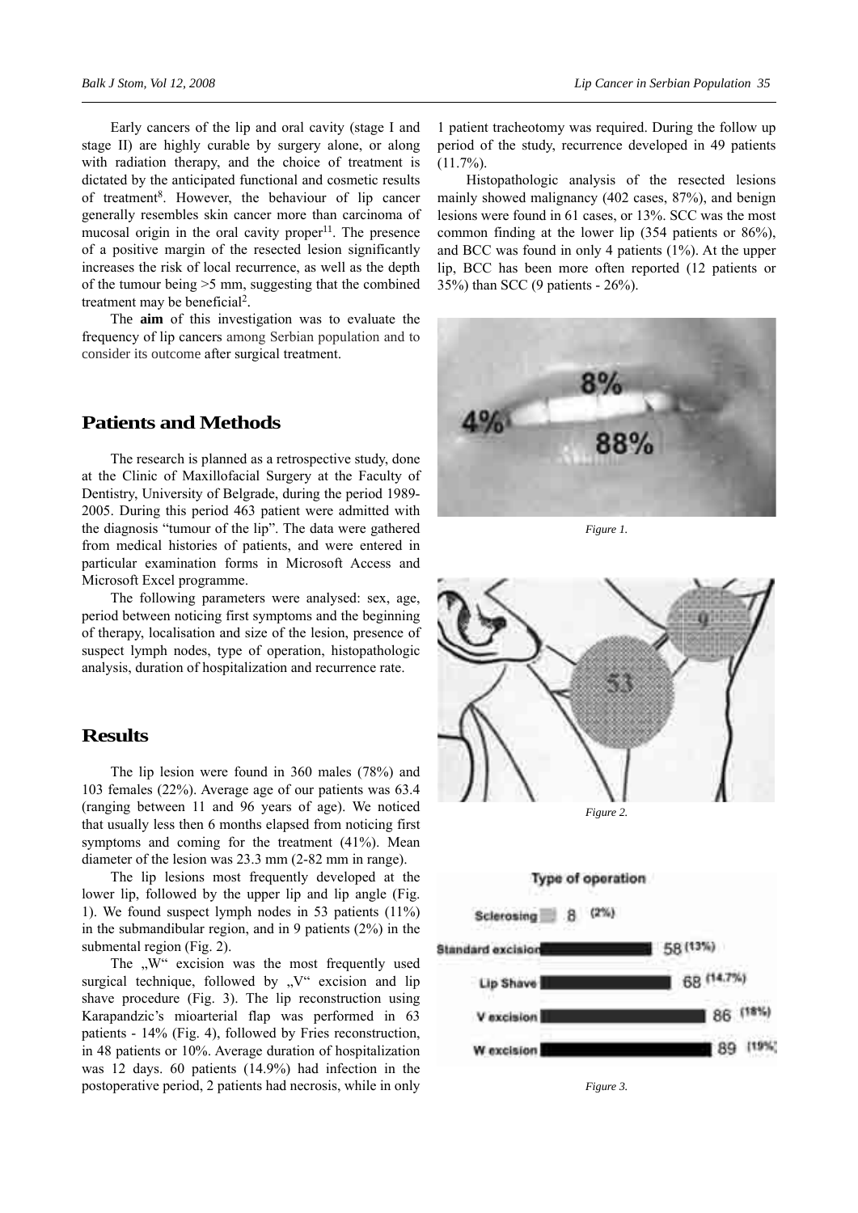Early cancers of the lip and oral cavity (stage I and stage II) are highly curable by surgery alone, or along with radiation therapy, and the choice of treatment is dictated by the anticipated functional and cosmetic results of treatment[8]. However, the behaviour of lip cancer generally resembles skin cancer more than carcinoma of mucosal origin in the oral cavity proper[11]. The presence of a positive margin of the resected lesion significantly increases the risk of local recurrence, as well as the depth of the tumour being >5 mm, suggesting that the combined treatment may be beneficial[2].

The **aim** of this investigation was to evaluate the frequency of lip cancers among Serbian population and to consider its outcome after surgical treatment.

## Patients and Methods

The research is planned as a retrospective study, done at the Clinic of Maxillofacial Surgery at the Faculty of Dentistry, University of Belgrade, during the period 1989-2005. During this period 463 patient were admitted with the diagnosis "tumour of the lip". The data were gathered from medical histories of patients, and were entered in particular examination forms in Microsoft Access and Microsoft Excel programme.

The following parameters were analysed: sex, age, period between noticing first symptoms and the beginning of therapy, localisation and size of the lesion, presence of suspect lymph nodes, type of operation, histopathologic analysis, duration of hospitalization and recurrence rate.

## Results

The lip lesion were found in 360 males (78%) and 103 females (22%). Average age of our patients was 63.4 (ranging between 11 and 96 years of age). We noticed that usually less then 6 months elapsed from noticing first symptoms and coming for the treatment (41%). Mean diameter of the lesion was 23.3 mm (2-82 mm in range).

The lip lesions most frequently developed at the lower lip, followed by the upper lip and lip angle (Fig. 1). We found suspect lymph nodes in 53 patients (11%) in the submandibular region, and in 9 patients (2%) in the submental region (Fig. 2).

The „W" excision was the most frequently used surgical technique, followed by „V" excision and lip shave procedure (Fig. 3). The lip reconstruction using Karapandzic's mioarterial flap was performed in 63 patients - 14% (Fig. 4), followed by Fries reconstruction, in 48 patients or 10%. Average duration of hospitalization was 12 days. 60 patients (14.9%) had infection in the postoperative period, 2 patients had necrosis, while in only 1 patient tracheotomy was required. During the follow up period of the study, recurrence developed in 49 patients (11.7%).

Histopathologic analysis of the resected lesions mainly showed malignancy (402 cases, 87%), and benign lesions were found in 61 cases, or 13%. SCC was the most common finding at the lower lip (354 patients or 86%), and BCC was found in only 4 patients (1%). At the upper lip, BCC has been more often reported (12 patients or 35%) than SCC (9 patients - 26%).

*Figure 1.*

*Figure 2.*

*Figure 3.*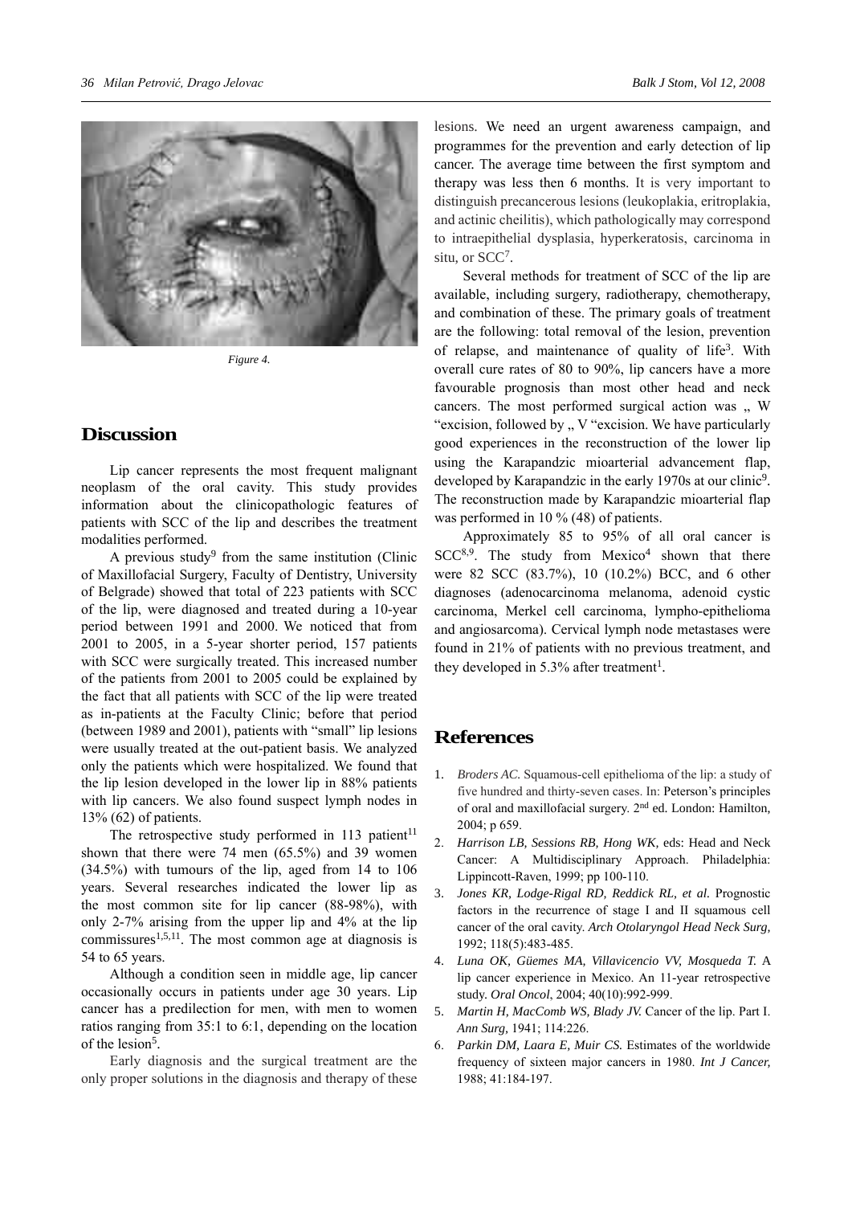*Figure 4.*

## Discussion

Lip cancer represents the most frequent malignant neoplasm of the oral cavity. This study provides information about the clinicopathologic features of patients with SCC of the lip and describes the treatment modalities performed.

A previous study[9] from the same institution (Clinic of Maxillofacial Surgery, Faculty of Dentistry, University of Belgrade) showed that total of 223 patients with SCC of the lip, were diagnosed and treated during a 10-year period between 1991 and 2000. We noticed that from 2001 to 2005, in a 5-year shorter period, 157 patients with SCC were surgically treated. This increased number of the patients from 2001 to 2005 could be explained by the fact that all patients with SCC of the lip were treated as in-patients at the Faculty Clinic; before that period (between 1989 and 2001), patients with "small" lip lesions were usually treated at the out-patient basis. We analyzed only the patients which were hospitalized. We found that the lip lesion developed in the lower lip in 88% patients with lip cancers. We also found suspect lymph nodes in 13% (62) of patients.

The retrospective study performed in 113 patient[11] shown that there were 74 men (65.5%) and 39 women (34.5%) with tumours of the lip, aged from 14 to 106 years. Several researches indicated the lower lip as the most common site for lip cancer (88-98%), with only 2-7% arising from the upper lip and 4% at the lip commissures[1,5,11]. The most common age at diagnosis is 54 to 65 years.

Although a condition seen in middle age, lip cancer occasionally occurs in patients under age 30 years. Lip cancer has a predilection for men, with men to women ratios ranging from 35:1 to 6:1, depending on the location of the lesion[5].

Early diagnosis and the surgical treatment are the only proper solutions in the diagnosis and therapy of these lesions. We need an urgent awareness campaign, and programmes for the prevention and early detection of lip cancer. The average time between the first symptom and therapy was less then 6 months. It is very important to distinguish precancerous lesions (leukoplakia, eritroplakia, and actinic cheilitis), which pathologically may correspond to intraepithelial dysplasia, hyperkeratosis, carcinoma in situ, or SCC[7].

Several methods for treatment of SCC of the lip are available, including surgery, radiotherapy, chemotherapy, and combination of these. The primary goals of treatment are the following: total removal of the lesion, prevention of relapse, and maintenance of quality of life[3]. With overall cure rates of 80 to 90%, lip cancers have a more favourable prognosis than most other head and neck cancers. The most performed surgical action was „ W "excision, followed by „ V "excision. We have particularly good experiences in the reconstruction of the lower lip using the Karapandzic mioarterial advancement flap, developed by Karapandzic in the early 1970s at our clinic[9]. The reconstruction made by Karapandzic mioarterial flap was performed in 10 % (48) of patients.

Approximately 85 to 95% of all oral cancer is SCC[8,9]. The study from Mexico[4] shown that there were 82 SCC (83.7%), 10 (10.2%) BCC, and 6 other diagnoses (adenocarcinoma melanoma, adenoid cystic carcinoma, Merkel cell carcinoma, lympho-epithelioma and angiosarcoma). Cervical lymph node metastases were found in 21% of patients with no previous treatment, and they developed in 5.3% after treatment[1].

## References

1. *Broders AC.* Squamous-cell epithelioma of the lip: a study of five hundred and thirty-seven cases. In: Peterson's principles of oral and maxillofacial surgery. 2nd ed. London: Hamilton, 2004; p 659.
2. *Harrison LB, Sessions RB, Hong WK*, eds: Head and Neck Cancer: A Multidisciplinary Approach. Philadelphia: Lippincott-Raven, 1999; pp 100-110.
3. *Jones KR, Lodge-Rigal RD, Reddick RL, et al.* Prognostic factors in the recurrence of stage I and II squamous cell cancer of the oral cavity. *Arch Otolaryngol Head Neck Surg,* 1992; 118(5):483-485.
4. *Luna OK, Güemes MA, Villavicencio VV, Mosqueda T.* A lip cancer experience in Mexico. An 11-year retrospective study. *Oral Oncol*, 2004; 40(10):992-999.
5. *Martin H, MacComb WS, Blady JV.* Cancer of the lip. Part I. *Ann Surg,* 1941; 114:226.
6. *Parkin DM, Laara E, Muir CS.* Estimates of the worldwide frequency of sixteen major cancers in 1980. *Int J Cancer,* 1988; 41:184-197.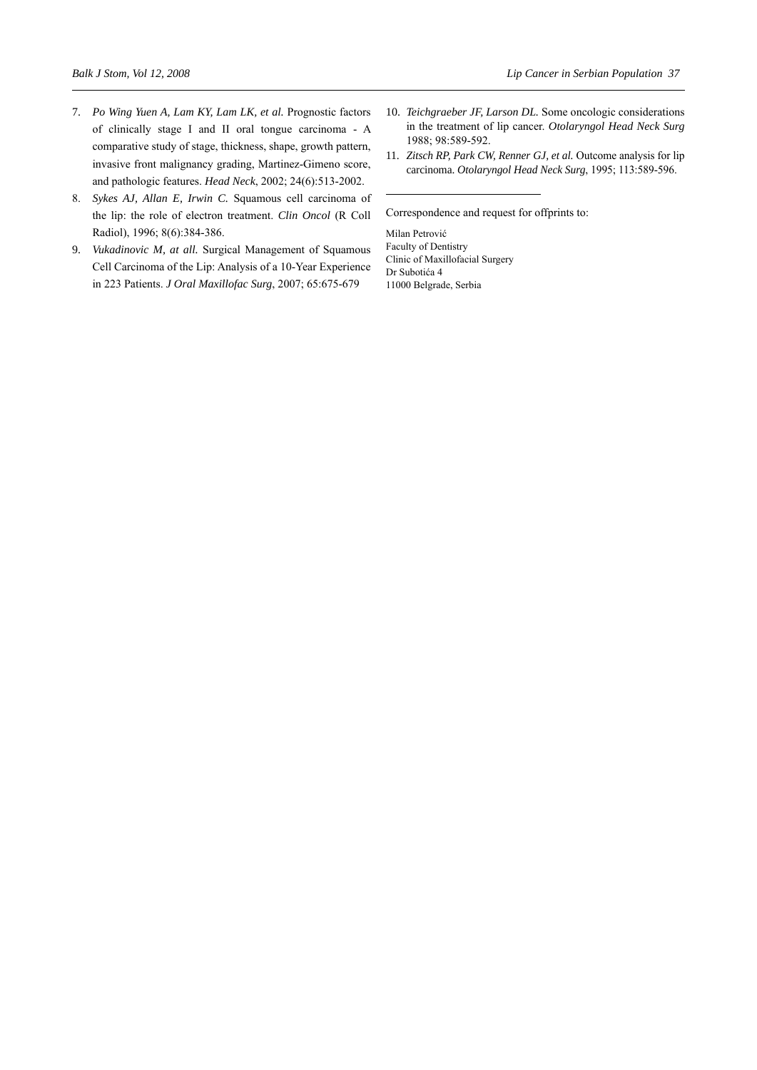7. *Po Wing Yuen A, Lam KY, Lam LK, et al.* Prognostic factors of clinically stage I and II oral tongue carcinoma - A comparative study of stage, thickness, shape, growth pattern, invasive front malignancy grading, Martinez-Gimeno score, and pathologic features. *Head Neck*, 2002; 24(6):513-2002.
8. *Sykes AJ, Allan E, Irwin C.* Squamous cell carcinoma of the lip: the role of electron treatment. *Clin Oncol* (R Coll Radiol), 1996; 8(6):384-386.
9. *Vukadinovic M, at all.* Surgical Management of Squamous Cell Carcinoma of the Lip: Analysis of a 10-Year Experience in 223 Patients. *J Oral Maxillofac Surg*, 2007; 65:675-679
10. *Teichgraeber JF, Larson DL.* Some oncologic considerations in the treatment of lip cancer. *Otolaryngol Head Neck Surg* 1988; 98:589-592.
11. *Zitsch RP, Park CW, Renner GJ, et al.* Outcome analysis for lip carcinoma. *Otolaryngol Head Neck Surg*, 1995; 113:589-596.

---

Correspondence and request for offprints to:

Milan Petrović
Faculty of Dentistry
Clinic of Maxillofacial Surgery
Dr Subotića 4
11000 Belgrade, Serbia